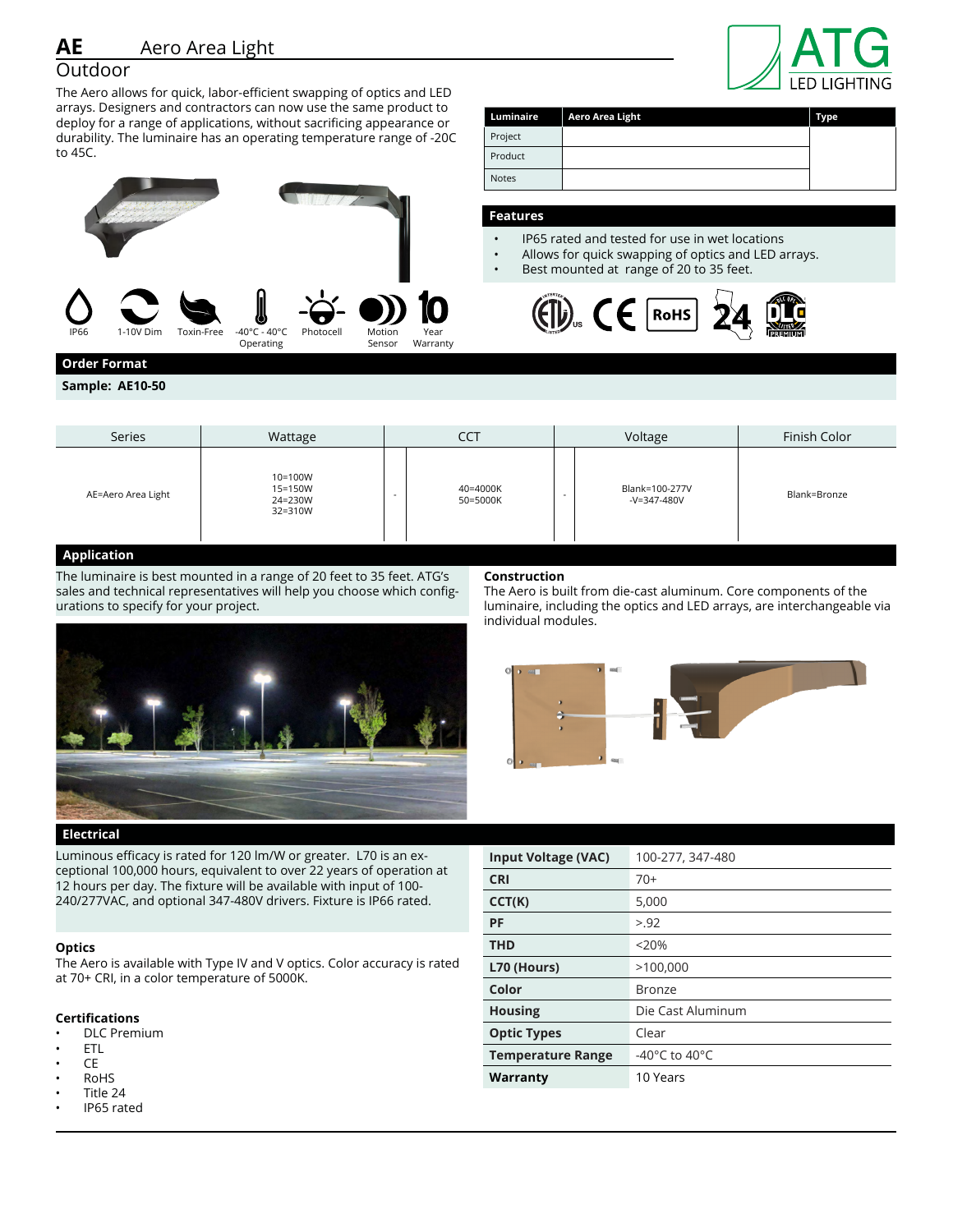# AE Aero Area Light

## Outdoor

The Aero allows for quick, labor-efficient swapping of optics and LED arrays. Designers and contractors can now use the same product to deploy for a range of applications, without sacrificing appearance or durability. The luminaire has an operating temperature range of -20C to 45C.

IP66 | 1-10V Dim | Toxin-Free | -40°C - 40°C Operating | Photocell | Motion Sensor | 10 Year Warranty

| Luminaire | Aero Area Light | Type |
|---|---|---|
| Project | | |
| Product | | |
| Notes | | |

## Features

- IP65 rated and tested for use in wet locations
- Allows for quick swapping of optics and LED arrays.
- Best mounted at range of 20 to 35 feet.

## Order Format

**Sample: AE10-50**

| Series | Wattage | | CCT | | Voltage | Finish Color |
|---|---|---|---|---|---|---|
| AE=Aero Area Light | 10=100W<br>15=150W<br>24=230W<br>32=310W | - | 40=4000K<br>50=5000K | - | Blank=100-277V<br>-V=347-480V | Blank=Bronze |

## Application

The luminaire is best mounted in a range of 20 feet to 35 feet. ATG's sales and technical representatives will help you choose which configurations to specify for your project.

### Construction

The Aero is built from die-cast aluminum. Core components of the luminaire, including the optics and LED arrays, are interchangeable via individual modules.

## Electrical

Luminous efficacy is rated for 120 lm/W or greater. L70 is an exceptional 100,000 hours, equivalent to over 22 years of operation at 12 hours per day. The fixture will be available with input of 100-240/277VAC, and optional 347-480V drivers. Fixture is IP66 rated.

### Optics

The Aero is available with Type IV and V optics. Color accuracy is rated at 70+ CRI, in a color temperature of 5000K.

### Certifications

- DLC Premium
- ETL
- CE
- RoHS
- Title 24
- IP65 rated

| | |
|---|---|
| **Input Voltage (VAC)** | 100-277, 347-480 |
| **CRI** | 70+ |
| **CCT(K)** | 5,000 |
| **PF** | >.92 |
| **THD** | <20% |
| **L70 (Hours)** | >100,000 |
| **Color** | Bronze |
| **Housing** | Die Cast Aluminum |
| **Optic Types** | Clear |
| **Temperature Range** | -40°C to 40°C |
| **Warranty** | 10 Years |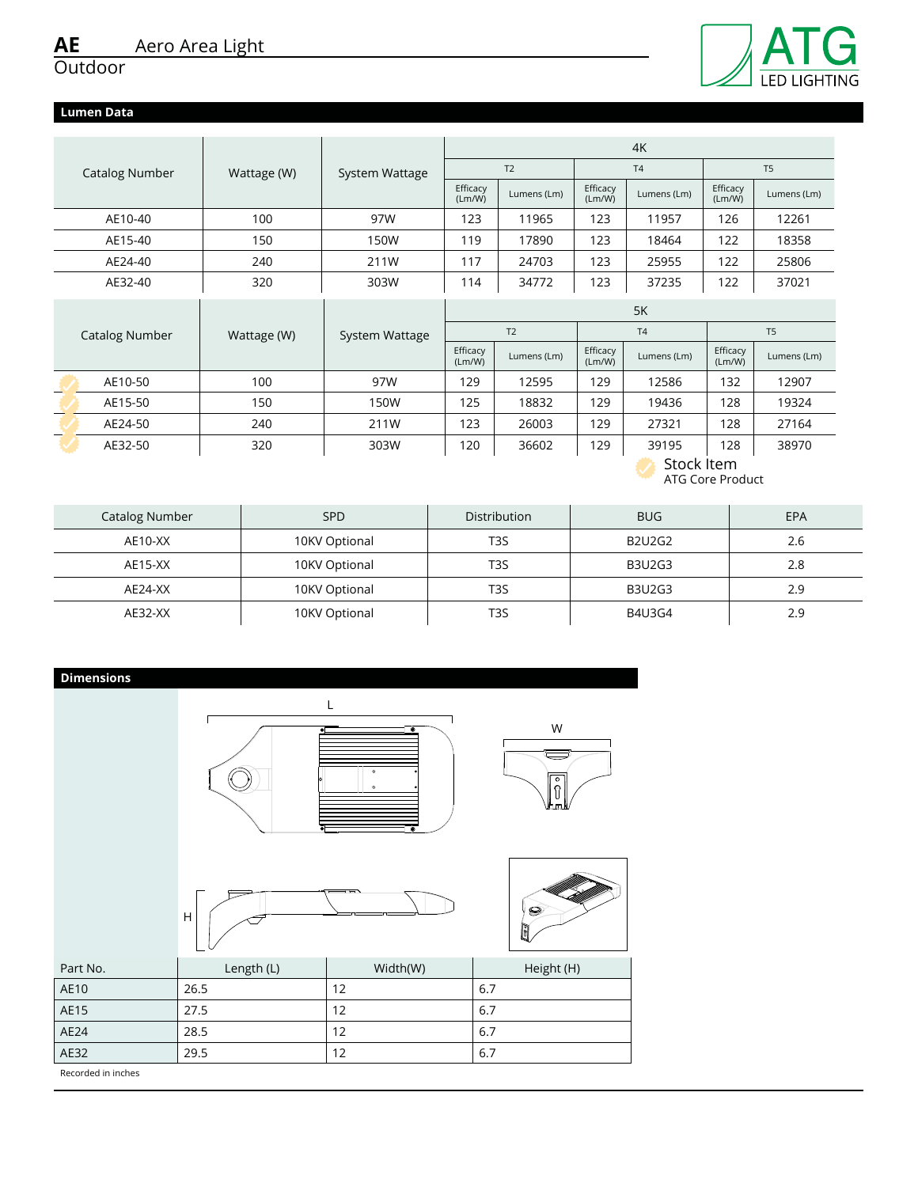# AE Aero Area Light

Outdoor

## Lumen Data

| Catalog Number | Wattage (W) | System Wattage | 4K | | | | | |
|---|---|---|---|---|---|---|---|---|
| | | | T2 | | T4 | | T5 | |
| | | | Efficacy (Lm/W) | Lumens (Lm) | Efficacy (Lm/W) | Lumens (Lm) | Efficacy (Lm/W) | Lumens (Lm) |
| AE10-40 | 100 | 97W | 123 | 11965 | 123 | 11957 | 126 | 12261 |
| AE15-40 | 150 | 150W | 119 | 17890 | 123 | 18464 | 122 | 18358 |
| AE24-40 | 240 | 211W | 117 | 24703 | 123 | 25955 | 122 | 25806 |
| AE32-40 | 320 | 303W | 114 | 34772 | 123 | 37235 | 122 | 37021 |

| Catalog Number | Wattage (W) | System Wattage | 5K | | | | | |
|---|---|---|---|---|---|---|---|---|
| | | | T2 | | T4 | | T5 | |
| | | | Efficacy (Lm/W) | Lumens (Lm) | Efficacy (Lm/W) | Lumens (Lm) | Efficacy (Lm/W) | Lumens (Lm) |
| AE10-50 | 100 | 97W | 129 | 12595 | 129 | 12586 | 132 | 12907 |
| AE15-50 | 150 | 150W | 125 | 18832 | 129 | 19436 | 128 | 19324 |
| AE24-50 | 240 | 211W | 123 | 26003 | 129 | 27321 | 128 | 27164 |
| AE32-50 | 320 | 303W | 120 | 36602 | 129 | 39195 | 128 | 38970 |

Stock Item
ATG Core Product

| Catalog Number | SPD | Distribution | BUG | EPA |
|---|---|---|---|---|
| AE10-XX | 10KV Optional | T3S | B2U2G2 | 2.6 |
| AE15-XX | 10KV Optional | T3S | B3U2G3 | 2.8 |
| AE24-XX | 10KV Optional | T3S | B3U2G3 | 2.9 |
| AE32-XX | 10KV Optional | T3S | B4U3G4 | 2.9 |

## Dimensions

| Part No. | Length (L) | Width(W) | Height (H) |
|---|---|---|---|
| AE10 | 26.5 | 12 | 6.7 |
| AE15 | 27.5 | 12 | 6.7 |
| AE24 | 28.5 | 12 | 6.7 |
| AE32 | 29.5 | 12 | 6.7 |

Recorded in inches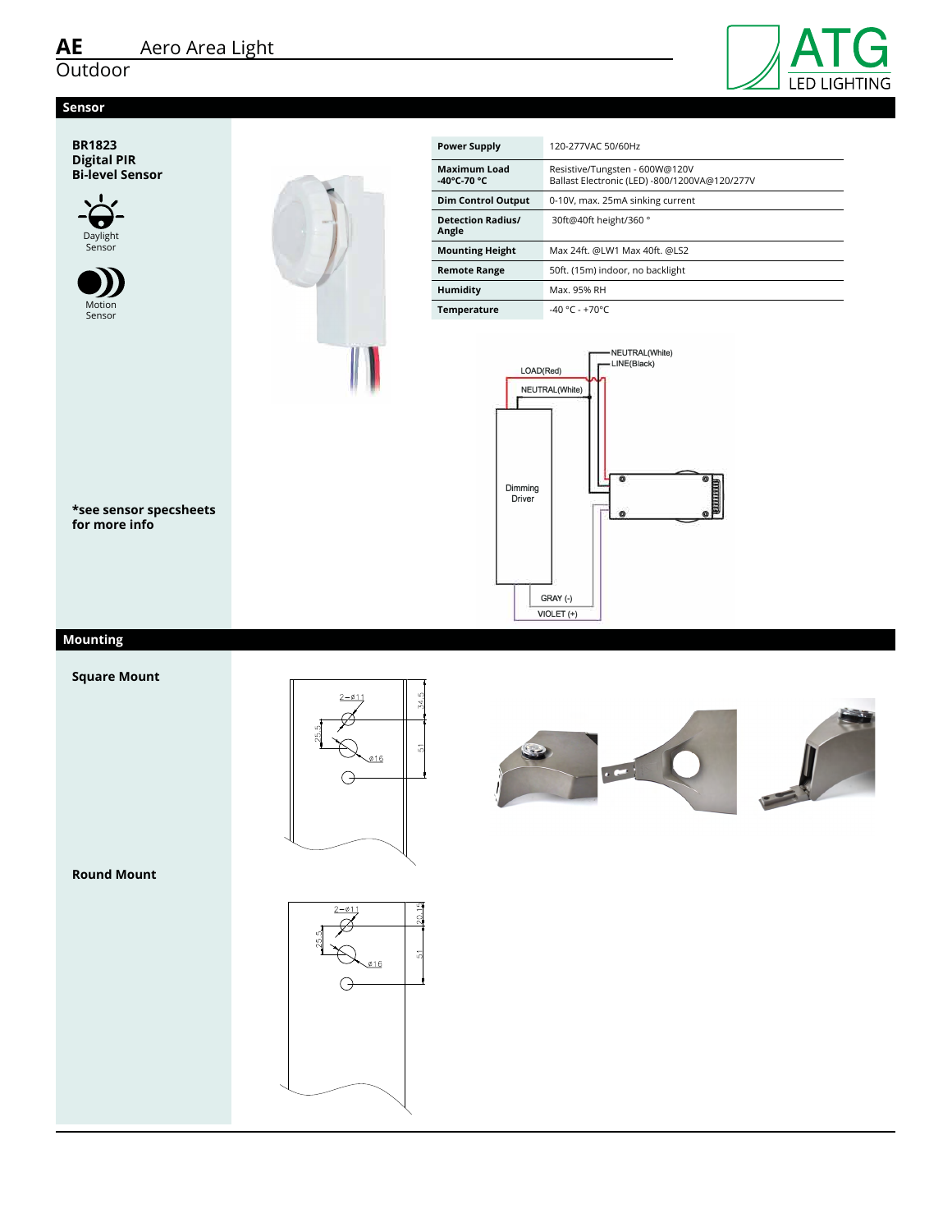# AE Aero Area Light

Outdoor

## Sensor

**BR1823**
**Digital PIR**
**Bi-level Sensor**

Daylight Sensor

Motion Sensor

| Power Supply | 120-277VAC 50/60Hz |
|---|---|
| Maximum Load -40°C-70 °C | Resistive/Tungsten - 600W@120V Ballast Electronic (LED) -800/1200VA@120/277V |
| Dim Control Output | 0-10V, max. 25mA sinking current |
| Detection Radius/ Angle | 30ft@40ft height/360 ° |
| Mounting Height | Max 24ft. @LW1 Max 40ft. @LS2 |
| Remote Range | 50ft. (15m) indoor, no backlight |
| Humidity | Max. 95% RH |
| Temperature | -40 °C - +70°C |

NEUTRAL(White)
LINE(Black)
LOAD(Red)
NEUTRAL(White)
Dimming Driver
GRAY (-)
VIOLET (+)

**\*see sensor specsheets for more info**

## Mounting

**Square Mount**

2−ø11
34.5
25.5
51
ø16

**Round Mount**

2−ø11
20.15
25.5
51
ø16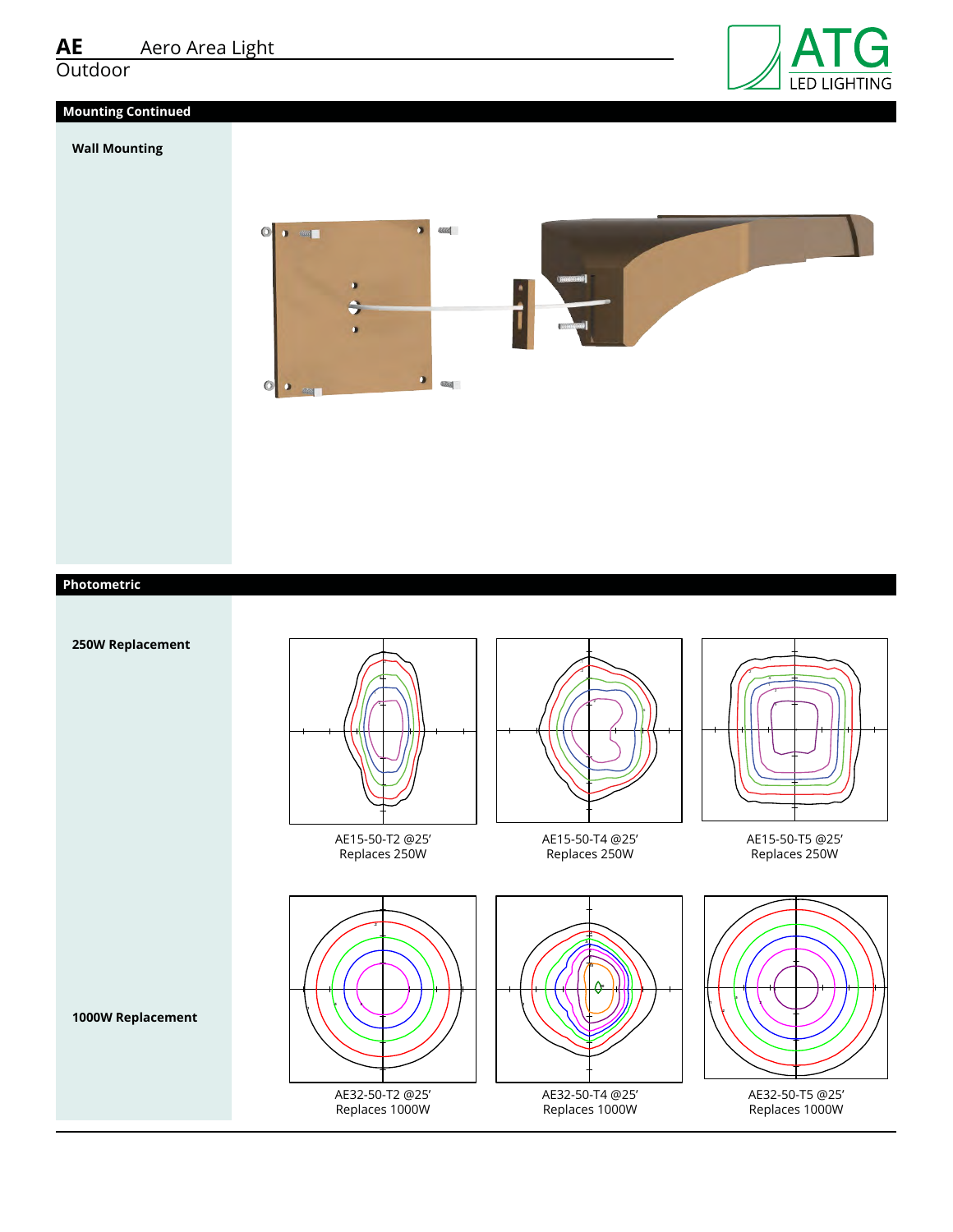## Mounting Continued

**Wall Mounting**

## Photometric

**250W Replacement**

AE15-50-T2 @25'
Replaces 250W

AE15-50-T4 @25'
Replaces 250W

AE15-50-T5 @25'
Replaces 250W

**1000W Replacement**

AE32-50-T2 @25'
Replaces 1000W

AE32-50-T4 @25'
Replaces 1000W

AE32-50-T5 @25'
Replaces 1000W